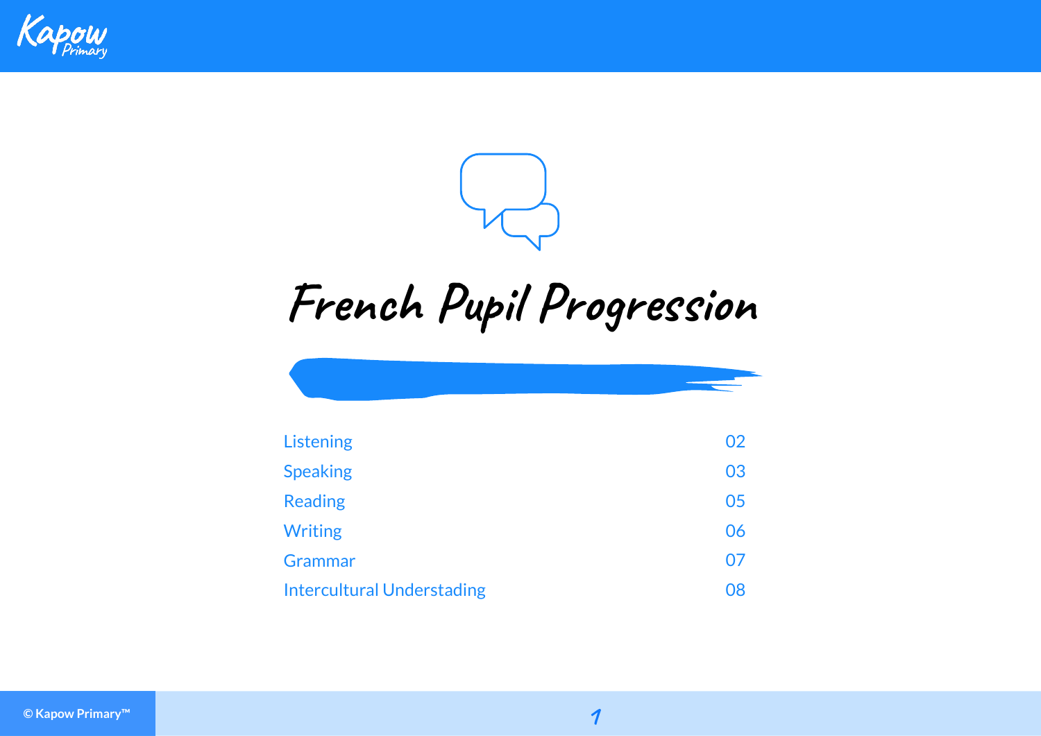# French Pupil Progression

| | |
|---|---|
| Listening | 02 |
| Speaking | 03 |
| Reading | 05 |
| Writing | 06 |
| Grammar | 07 |
| Intercultural Understading | 08 |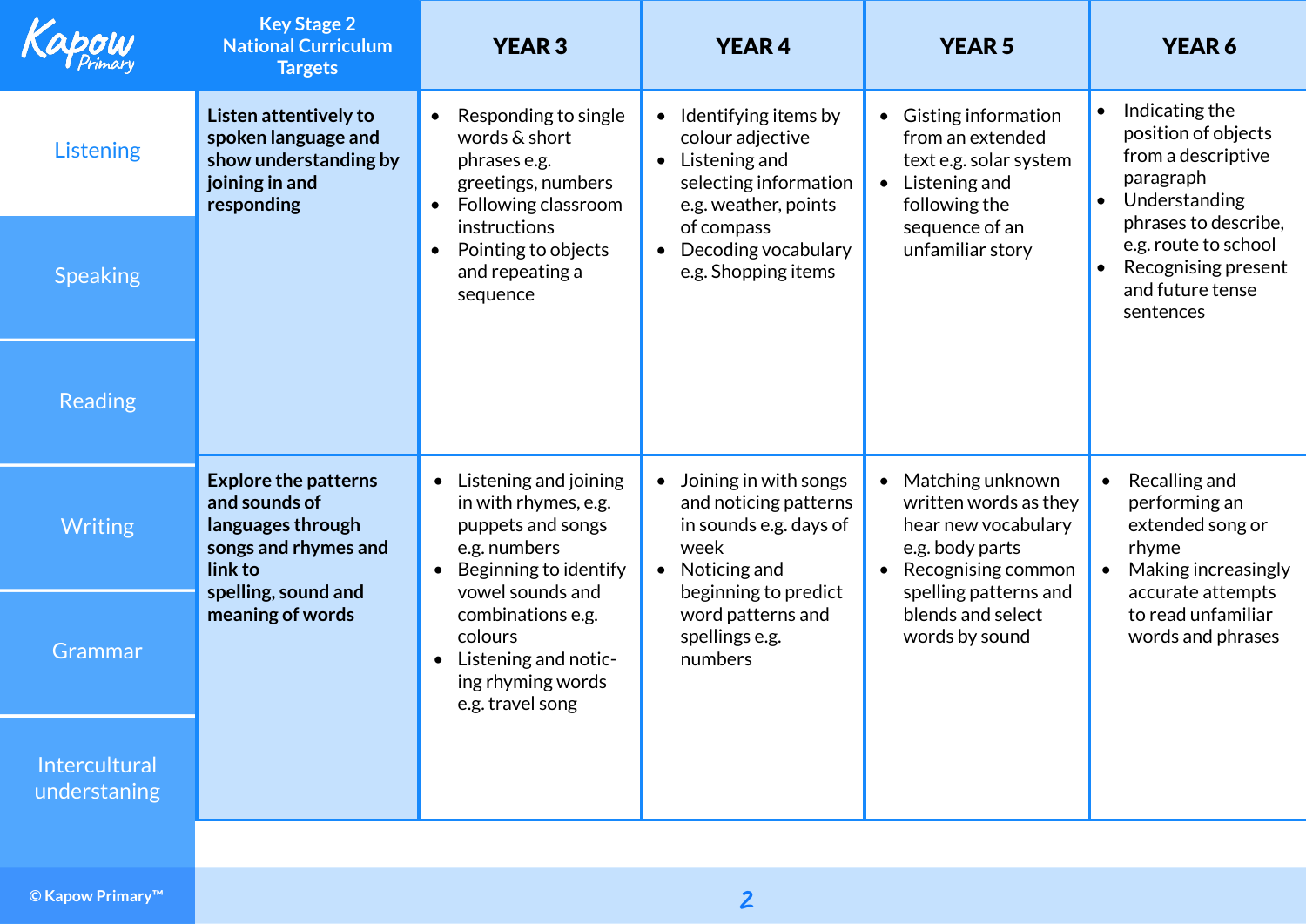| Key Stage 2 National Curriculum Targets | YEAR 3 | YEAR 4 | YEAR 5 | YEAR 6 |
|---|---|---|---|---|
| **Listen attentively to spoken language and show understanding by joining in and responding** | • Responding to single words & short phrases e.g. greetings, numbers<br>• Following classroom instructions<br>• Pointing to objects and repeating a sequence | • Identifying items by colour adjective<br>• Listening and selecting information e.g. weather, points of compass<br>• Decoding vocabulary e.g. Shopping items | • Gisting information from an extended text e.g. solar system<br>• Listening and following the sequence of an unfamiliar story | • Indicating the position of objects from a descriptive paragraph<br>• Understanding phrases to describe, e.g. route to school<br>• Recognising present and future tense sentences |
| **Explore the patterns and sounds of languages through songs and rhymes and link to spelling, sound and meaning of words** | • Listening and joining in with rhymes, e.g. puppets and songs e.g. numbers<br>• Beginning to identify vowel sounds and combinations e.g. colours<br>• Listening and noticing rhyming words e.g. travel song | • Joining in with songs and noticing patterns in sounds e.g. days of week<br>• Noticing and beginning to predict word patterns and spellings e.g. numbers | • Matching unknown written words as they hear new vocabulary e.g. body parts<br>• Recognising common spelling patterns and blends and select words by sound | • Recalling and performing an extended song or rhyme<br>• Making increasingly accurate attempts to read unfamiliar words and phrases |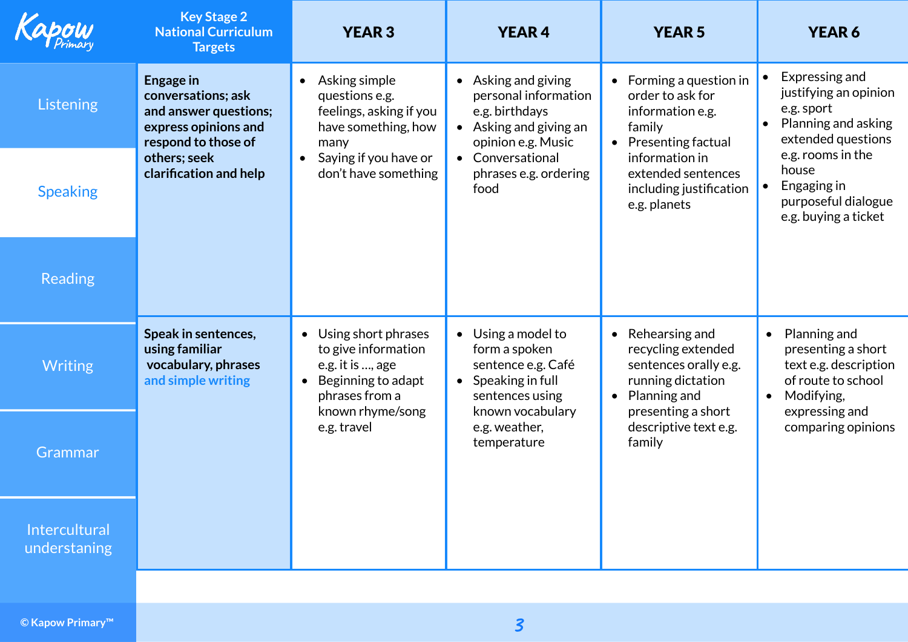| Key Stage 2 National Curriculum Targets | YEAR 3 | YEAR 4 | YEAR 5 | YEAR 6 |
| --- | --- | --- | --- | --- |
| **Engage in conversations; ask and answer questions; express opinions and respond to those of others; seek clarification and help** | • Asking simple questions e.g. feelings, asking if you have something, how many<br>• Saying if you have or don't have something | • Asking and giving personal information e.g. birthdays<br>• Asking and giving an opinion e.g. Music<br>• Conversational phrases e.g. ordering food | • Forming a question in order to ask for information e.g. family<br>• Presenting factual information in extended sentences including justification e.g. planets | • Expressing and justifying an opinion e.g. sport<br>• Planning and asking extended questions e.g. rooms in the house<br>• Engaging in purposeful dialogue e.g. buying a ticket |
| **Speak in sentences, using familiar vocabulary, phrases and simple writing** | • Using short phrases to give information e.g. it is ..., age<br>• Beginning to adapt phrases from a known rhyme/song e.g. travel | • Using a model to form a spoken sentence e.g. Café<br>• Speaking in full sentences using known vocabulary e.g. weather, temperature | • Rehearsing and recycling extended sentences orally e.g. running dictation<br>• Planning and presenting a short descriptive text e.g. family | • Planning and presenting a short text e.g. description of route to school<br>• Modifying, expressing and comparing opinions |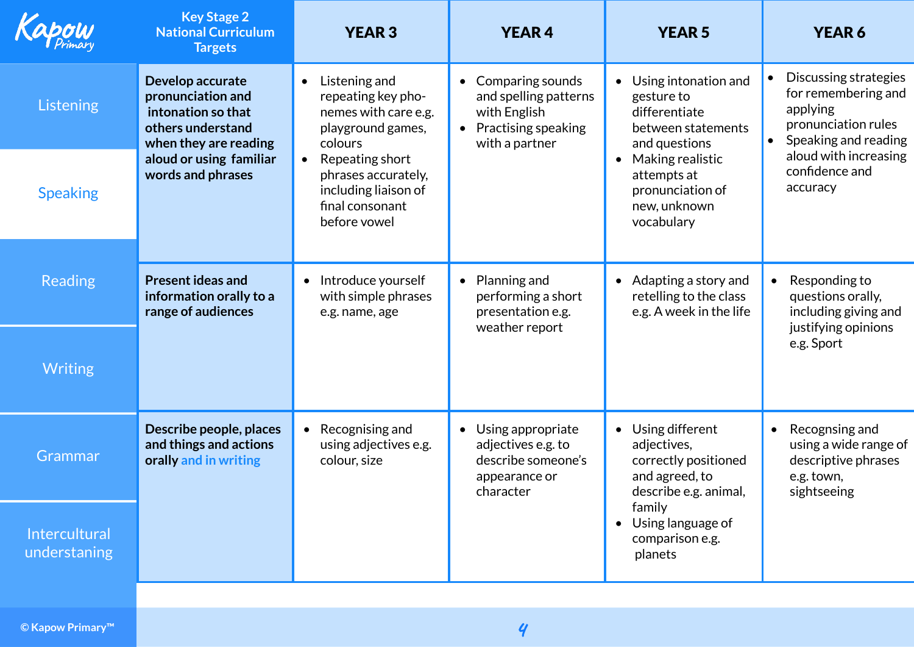| Key Stage 2 National Curriculum Targets | YEAR 3 | YEAR 4 | YEAR 5 | YEAR 6 |
|---|---|---|---|---|
| **Develop accurate pronunciation and intonation so that others understand when they are reading aloud or using familiar words and phrases** | • Listening and repeating key pho-nemes with care e.g. playground games, colours<br>• Repeating short phrases accurately, including liaison of final consonant before vowel | • Comparing sounds and spelling patterns with English<br>• Practising speaking with a partner | • Using intonation and gesture to differentiate between statements and questions<br>• Making realistic attempts at pronunciation of new, unknown vocabulary | • Discussing strategies for remembering and applying pronunciation rules<br>• Speaking and reading aloud with increasing confidence and accuracy |
| **Present ideas and information orally to a range of audiences** | • Introduce yourself with simple phrases e.g. name, age | • Planning and performing a short presentation e.g. weather report | • Adapting a story and retelling to the class e.g. A week in the life | • Responding to questions orally, including giving and justifying opinions e.g. Sport |
| **Describe people, places and things and actions orally** and in writing | • Recognising and using adjectives e.g. colour, size | • Using appropriate adjectives e.g. to describe someone's appearance or character | • Using different adjectives, correctly positioned and agreed, to describe e.g. animal, family<br>• Using language of comparison e.g. planets | • Recognsing and using a wide range of descriptive phrases e.g. town, sightseeing |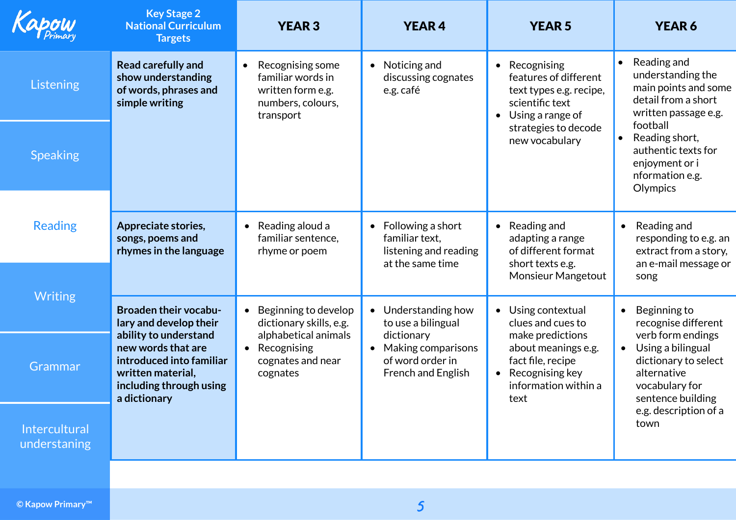| Key Stage 2 National Curriculum Targets | YEAR 3 | YEAR 4 | YEAR 5 | YEAR 6 |
|---|---|---|---|---|
| **Read carefully and show understanding of words, phrases and simple writing** | • Recognising some familiar words in written form e.g. numbers, colours, transport | • Noticing and discussing cognates e.g. café | • Recognising features of different text types e.g. recipe, scientific text<br>• Using a range of strategies to decode new vocabulary | • Reading and understanding the main points and some detail from a short written passage e.g. football<br>• Reading short, authentic texts for enjoyment or i nformation e.g. Olympics |
| **Appreciate stories, songs, poems and rhymes in the language** | • Reading aloud a familiar sentence, rhyme or poem | • Following a short familiar text, listening and reading at the same time | • Reading and adapting a range of different format short texts e.g. Monsieur Mangetout | • Reading and responding to e.g. an extract from a story, an e-mail message or song |
| **Broaden their vocabu-lary and develop their ability to understand new words that are introduced into familiar written material, including through using a dictionary** | • Beginning to develop dictionary skills, e.g. alphabetical animals<br>• Recognising cognates and near cognates | • Understanding how to use a bilingual dictionary<br>• Making comparisons of word order in French and English | • Using contextual clues and cues to make predictions about meanings e.g. fact file, recipe<br>• Recognising key information within a text | • Beginning to recognise different verb form endings<br>• Using a bilingual dictionary to select alternative vocabulary for sentence building e.g. description of a town |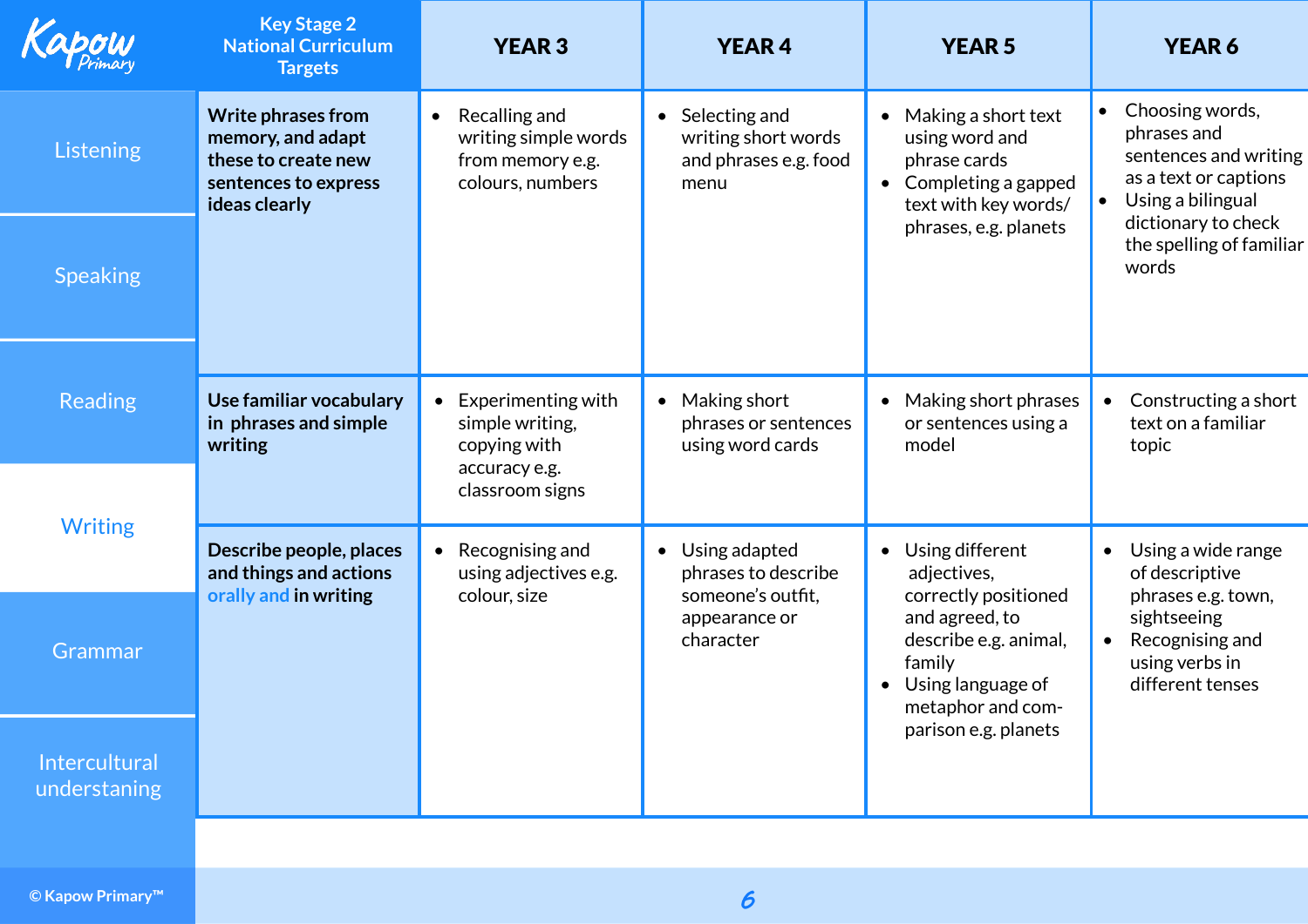Listening

Speaking

Reading

Writing

Grammar

Intercultural understanding

| Key Stage 2 National Curriculum Targets | YEAR 3 | YEAR 4 | YEAR 5 | YEAR 6 |
|---|---|---|---|---|
| **Write phrases from memory, and adapt these to create new sentences to express ideas clearly** | • Recalling and writing simple words from memory e.g. colours, numbers | • Selecting and writing short words and phrases e.g. food menu | • Making a short text using word and phrase cards<br>• Completing a gapped text with key words/ phrases, e.g. planets | • Choosing words, phrases and sentences and writing as a text or captions<br>• Using a bilingual dictionary to check the spelling of familiar words |
| **Use familiar vocabulary in phrases and simple writing** | • Experimenting with simple writing, copying with accuracy e.g. classroom signs | • Making short phrases or sentences using word cards | • Making short phrases or sentences using a model | • Constructing a short text on a familiar topic |
| **Describe people, places and things and actions orally and in writing** | • Recognising and using adjectives e.g. colour, size | • Using adapted phrases to describe someone's outfit, appearance or character | • Using different adjectives, correctly positioned and agreed, to describe e.g. animal, family<br>• Using language of metaphor and comparison e.g. planets | • Using a wide range of descriptive phrases e.g. town, sightseeing<br>• Recognising and using verbs in different tenses |

© Kapow Primary™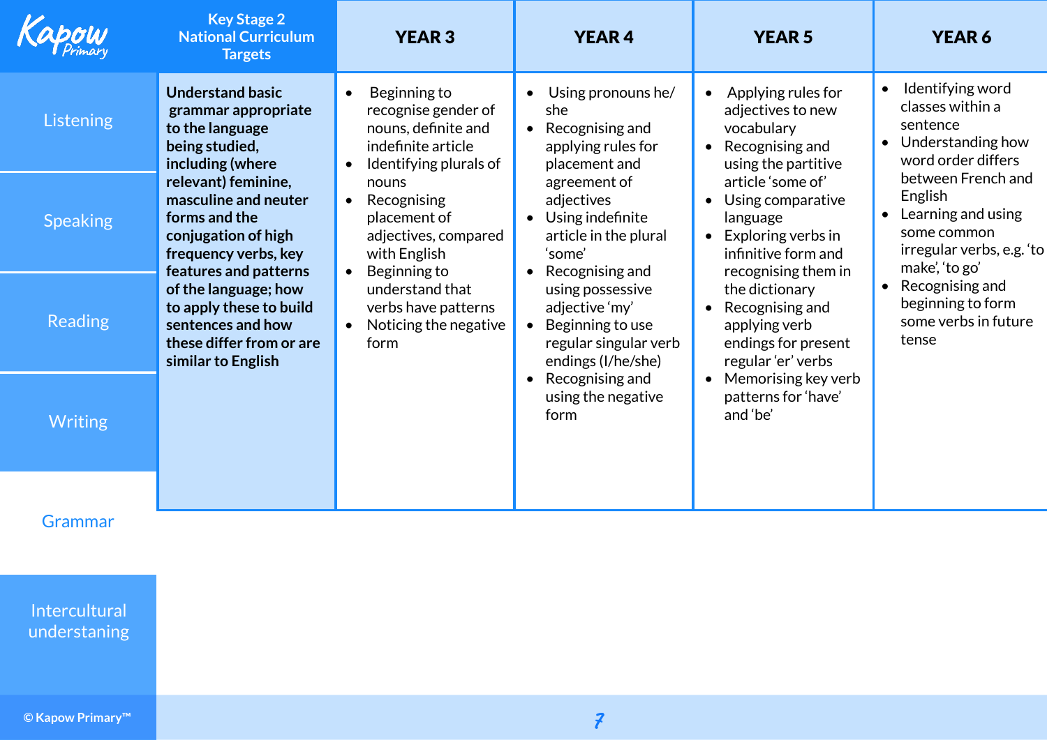| Key Stage 2 National Curriculum Targets | YEAR 3 | YEAR 4 | YEAR 5 | YEAR 6 |
|---|---|---|---|---|
| **Understand basic grammar appropriate to the language being studied, including (where relevant) feminine, masculine and neuter forms and the conjugation of high frequency verbs, key features and patterns of the language; how to apply these to build sentences and how these differ from or are similar to English** | • Beginning to recognise gender of nouns, definite and indefinite article<br>• Identifying plurals of nouns<br>• Recognising placement of adjectives, compared with English<br>• Beginning to understand that verbs have patterns<br>• Noticing the negative form | • Using pronouns he/ she<br>• Recognising and applying rules for placement and agreement of adjectives<br>• Using indefinite article in the plural 'some'<br>• Recognising and using possessive adjective 'my'<br>• Beginning to use regular singular verb endings (I/he/she)<br>• Recognising and using the negative form | • Applying rules for adjectives to new vocabulary<br>• Recognising and using the partitive article 'some of'<br>• Using comparative language<br>• Exploring verbs in infinitive form and recognising them in the dictionary<br>• Recognising and applying verb endings for present regular 'er' verbs<br>• Memorising key verb patterns for 'have' and 'be' | • Identifying word classes within a sentence<br>• Understanding how word order differs between French and English<br>• Learning and using some common irregular verbs, e.g. 'to make', 'to go'<br>• Recognising and beginning to form some verbs in future tense |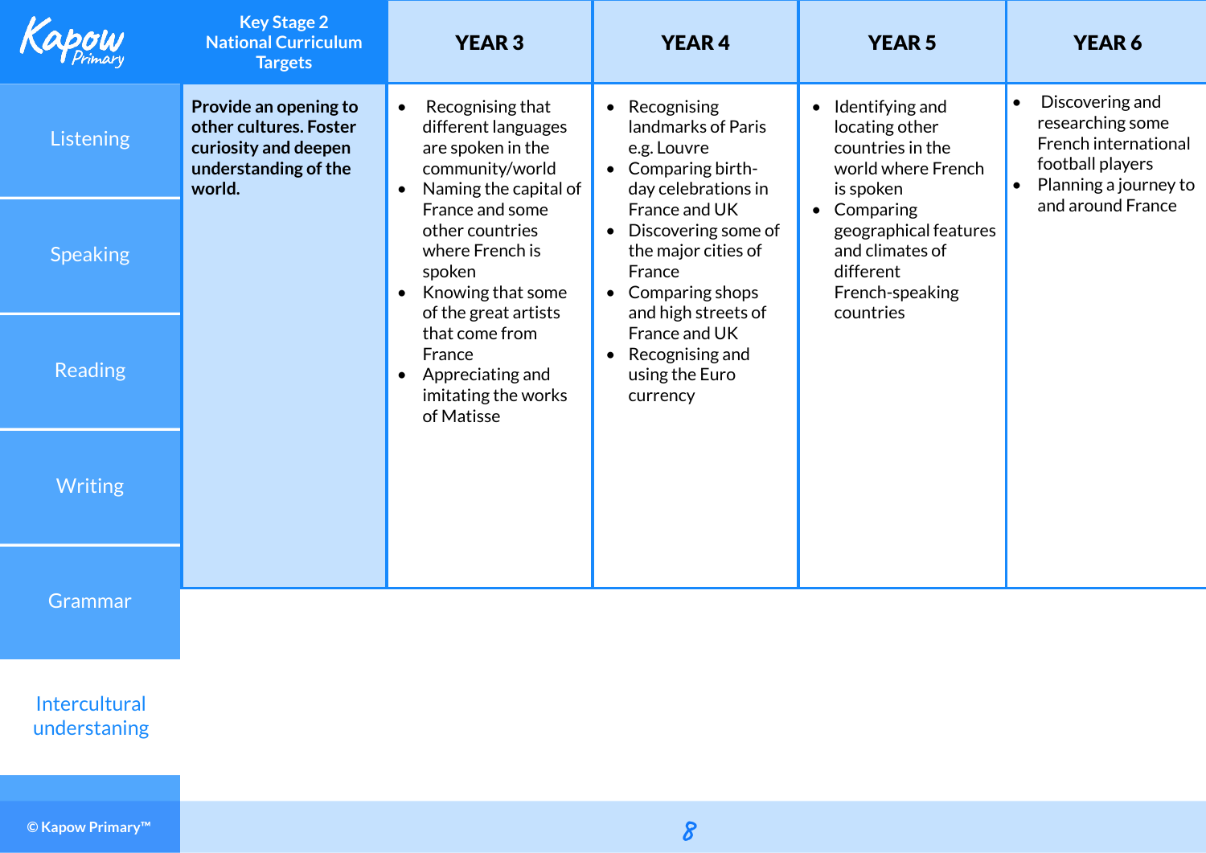| Key Stage 2 National Curriculum Targets | YEAR 3 | YEAR 4 | YEAR 5 | YEAR 6 |
|---|---|---|---|---|
| **Provide an opening to other cultures. Foster curiosity and deepen understanding of the world.** | • Recognising that different languages are spoken in the community/world<br>• Naming the capital of France and some other countries where French is spoken<br>• Knowing that some of the great artists that come from France<br>• Appreciating and imitating the works of Matisse | • Recognising landmarks of Paris e.g. Louvre<br>• Comparing birth-day celebrations in France and UK<br>• Discovering some of the major cities of France<br>• Comparing shops and high streets of France and UK<br>• Recognising and using the Euro currency | • Identifying and locating other countries in the world where French is spoken<br>• Comparing geographical features and climates of different French-speaking countries | • Discovering and researching some French international football players<br>• Planning a journey to and around France |

Listening

Speaking

Reading

Writing

Grammar

Intercultural understanding

© Kapow Primary™